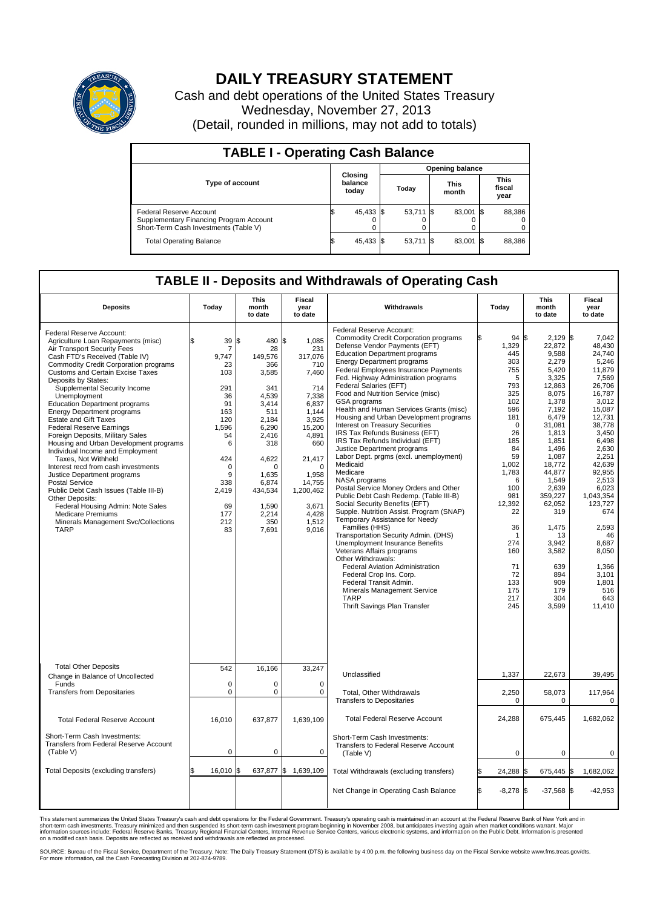# DAILY TREASURY STATEMENT

Cash and debt operations of the United States Treasury
Wednesday, November 27, 2013
(Detail, rounded in millions, may not add to totals)

## TABLE I - Operating Cash Balance

| Type of account | Closing balance today | Opening balance Today | Opening balance This month | Opening balance This fiscal year |
|---|---|---|---|---|
| Federal Reserve Account | $ 45,433 | $ 53,711 | $ 83,001 | $ 88,386 |
| Supplementary Financing Program Account | 0 | 0 | 0 | 0 |
| Short-Term Cash Investments (Table V) | 0 | 0 | 0 | 0 |
| Total Operating Balance | $ 45,433 | $ 53,711 | $ 83,001 | $ 88,386 |

## TABLE II - Deposits and Withdrawals of Operating Cash

| Deposits | Today | This month to date | Fiscal year to date | Withdrawals | Today | This month to date | Fiscal year to date |
|---|---|---|---|---|---|---|---|
| Federal Reserve Account: | | | | Federal Reserve Account: | | | |
| Agriculture Loan Repayments (misc) | $ 39 | $ 480 | $ 1,085 | Commodity Credit Corporation programs | $ 94 | $ 2,129 | $ 7,042 |
| Air Transport Security Fees | 7 | 28 | 231 | Defense Vendor Payments (EFT) | 1,329 | 22,872 | 48,430 |
| Cash FTD's Received (Table IV) | 9,747 | 149,576 | 317,076 | Education Department programs | 445 | 9,588 | 24,740 |
| Commodity Credit Corporation programs | 23 | 366 | 710 | Energy Department programs | 303 | 2,279 | 5,246 |
| Customs and Certain Excise Taxes | 103 | 3,585 | 7,460 | Federal Employees Insurance Payments | 755 | 5,420 | 11,879 |
| Deposits by States: | | | | Fed. Highway Administration programs | 5 | 3,325 | 7,569 |
| Supplemental Security Income | 291 | 341 | 714 | Federal Salaries (EFT) | 793 | 12,863 | 26,706 |
| Unemployment | 36 | 4,539 | 7,338 | Food and Nutrition Service (misc) | 325 | 8,075 | 16,787 |
| Education Department programs | 91 | 3,414 | 6,837 | GSA programs | 102 | 1,378 | 3,012 |
| Energy Department programs | 163 | 511 | 1,144 | Health and Human Services Grants (misc) | 596 | 7,192 | 15,087 |
| Estate and Gift Taxes | 120 | 2,184 | 3,925 | Housing and Urban Development programs | 181 | 6,479 | 12,731 |
| Federal Reserve Earnings | 1,596 | 6,290 | 15,200 | Interest on Treasury Securities | 0 | 31,081 | 38,778 |
| Foreign Deposits, Military Sales | 54 | 2,416 | 4,891 | IRS Tax Refunds Business (EFT) | 26 | 1,813 | 3,450 |
| Housing and Urban Development programs | 6 | 318 | 660 | IRS Tax Refunds Individual (EFT) | 185 | 1,851 | 6,498 |
| Individual Income and Employment Taxes, Not Withheld | 424 | 4,622 | 21,417 | Justice Department programs | 84 | 1,496 | 2,630 |
| Interest recd from cash investments | 0 | 0 | 0 | Labor Dept. prgms (excl. unemployment) | 59 | 1,087 | 2,251 |
| Justice Department programs | 9 | 1,635 | 1,958 | Medicaid | 1,002 | 18,772 | 42,639 |
| Postal Service | 338 | 6,874 | 14,755 | Medicare | 1,783 | 44,877 | 92,955 |
| Public Debt Cash Issues (Table III-B) | 2,419 | 434,534 | 1,200,462 | NASA programs | 6 | 1,549 | 2,513 |
| Other Deposits: | | | | Postal Service Money Orders and Other | 100 | 2,639 | 6,023 |
| Federal Housing Admin: Note Sales | 69 | 1,590 | 3,671 | Public Debt Cash Redemp. (Table III-B) | 981 | 359,227 | 1,043,354 |
| Medicare Premiums | 177 | 2,214 | 4,428 | Social Security Benefits (EFT) | 12,392 | 62,052 | 123,727 |
| Minerals Management Svc/Collections | 212 | 350 | 1,512 | Supple. Nutrition Assist. Program (SNAP) | 22 | 319 | 674 |
| TARP | 83 | 7,691 | 9,016 | Temporary Assistance for Needy Families (HHS) | 36 | 1,475 | 2,593 |
| | | | | Transportation Security Admin. (DHS) | 1 | 13 | 46 |
| | | | | Unemployment Insurance Benefits | 274 | 3,942 | 8,687 |
| | | | | Veterans Affairs programs | 160 | 3,582 | 8,050 |
| | | | | Other Withdrawals: | | | |
| | | | | Federal Aviation Administration | 71 | 639 | 1,366 |
| | | | | Federal Crop Ins. Corp. | 72 | 894 | 3,101 |
| | | | | Federal Transit Admin. | 133 | 909 | 1,801 |
| | | | | Minerals Management Service | 175 | 179 | 516 |
| | | | | TARP | 217 | 304 | 643 |
| | | | | Thrift Savings Plan Transfer | 245 | 3,599 | 11,410 |
| Total Other Deposits | 542 | 16,166 | 33,247 | Unclassified | 1,337 | 22,673 | 39,495 |
| Change in Balance of Uncollected Funds | 0 | 0 | 0 | | | | |
| Transfers from Depositaries | 0 | 0 | 0 | Total, Other Withdrawals | 2,250 | 58,073 | 117,964 |
| | | | | Transfers to Depositaries | 0 | 0 | 0 |
| Total Federal Reserve Account | 16,010 | 637,877 | 1,639,109 | Total Federal Reserve Account | 24,288 | 675,445 | 1,682,062 |
| Short-Term Cash Investments: Transfers from Federal Reserve Account (Table V) | 0 | 0 | 0 | Short-Term Cash Investments: Transfers to Federal Reserve Account (Table V) | 0 | 0 | 0 |
| Total Deposits (excluding transfers) | $ 16,010 | $ 637,877 | $ 1,639,109 | Total Withdrawals (excluding transfers) | $ 24,288 | $ 675,445 | $ 1,682,062 |
| | | | | Net Change in Operating Cash Balance | $ -8,278 | $ -37,568 | $ -42,953 |

This statement summarizes the United States Treasury's cash and debt operations for the Federal Government. Treasury's operating cash is maintained in an account at the Federal Reserve Bank of New York and in short-term cash investments. Treasury minimized and then suspended its short-term cash investment program beginning in November 2008, but anticipates investing again when market conditions warrant. Major information sources include: Federal Reserve Banks, Treasury Regional Financial Centers, Internal Revenue Service Centers, various electronic systems, and information on the Public Debt. Information is presented on a modified cash basis. Deposits are reflected as received and withdrawals are reflected as processed.

SOURCE: Bureau of the Fiscal Service, Department of the Treasury. Note: The Daily Treasury Statement (DTS) is available by 4:00 p.m. the following business day on the Fiscal Service website www.fms.treas.gov/dts. For more information, call the Cash Forecasting Division at 202-874-9789.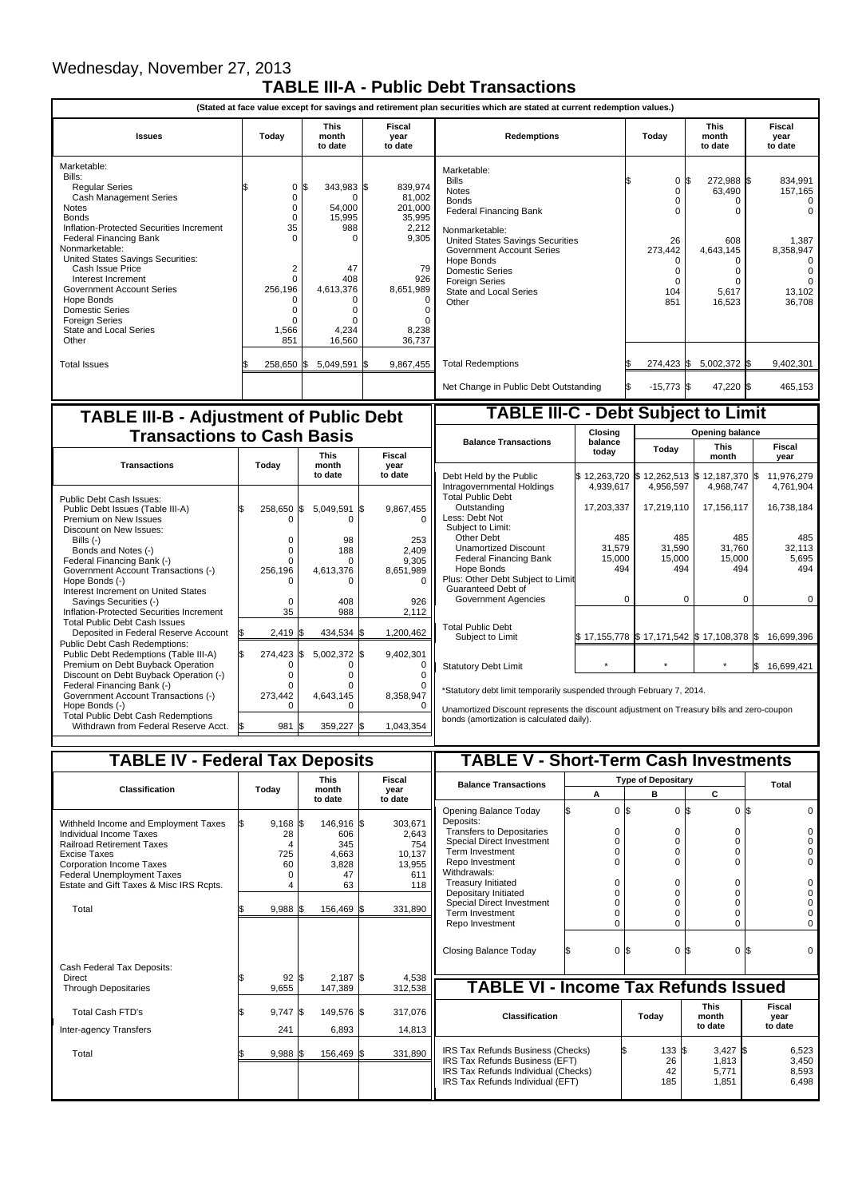Wednesday, November 27, 2013

# TABLE III-A - Public Debt Transactions

(Stated at face value except for savings and retirement plan securities which are stated at current redemption values.)

| Issues | Today | This month to date | Fiscal year to date |
|---|---|---|---|
| Marketable: | | | |
| Bills: | | | |
| Regular Series | $ 0 | $ 343,983 | $ 839,974 |
| Cash Management Series | 0 | 0 | 81,002 |
| Notes | 0 | 54,000 | 201,000 |
| Bonds | 0 | 15,995 | 35,995 |
| Inflation-Protected Securities Increment | 35 | 988 | 2,212 |
| Federal Financing Bank | 0 | 0 | 9,305 |
| Nonmarketable: | | | |
| United States Savings Securities: | | | |
| Cash Issue Price | 2 | 47 | 79 |
| Interest Increment | 0 | 408 | 926 |
| Government Account Series | 256,196 | 4,613,376 | 8,651,989 |
| Hope Bonds | 0 | 0 | 0 |
| Domestic Series | 0 | 0 | 0 |
| Foreign Series | 0 | 0 | 0 |
| State and Local Series | 1,566 | 4,234 | 8,238 |
| Other | 851 | 16,560 | 36,737 |
| Total Issues | $ 258,650 | $ 5,049,591 | $ 9,867,455 |

| Redemptions | Today | This month to date | Fiscal year to date |
|---|---|---|---|
| Marketable: | | | |
| Bills | $ 0 | $ 272,988 | $ 834,991 |
| Notes | 0 | 63,490 | 157,165 |
| Bonds | 0 | 0 | 0 |
| Federal Financing Bank | 0 | 0 | 0 |
| Nonmarketable: | | | |
| United States Savings Securities | 26 | 608 | 1,387 |
| Government Account Series | 273,442 | 4,643,145 | 8,358,947 |
| Hope Bonds | 0 | 0 | 0 |
| Domestic Series | 0 | 0 | 0 |
| Foreign Series | 0 | 0 | 0 |
| State and Local Series | 104 | 5,617 | 13,102 |
| Other | 851 | 16,523 | 36,708 |
| Total Redemptions | $ 274,423 | $ 5,002,372 | $ 9,402,301 |
| Net Change in Public Debt Outstanding | $ -15,773 | $ 47,220 | $ 465,153 |

# TABLE III-B - Adjustment of Public Debt Transactions to Cash Basis

| Transactions | Today | This month to date | Fiscal year to date |
|---|---|---|---|
| Public Debt Cash Issues: | | | |
| Public Debt Issues (Table III-A) | $ 258,650 | $ 5,049,591 | $ 9,867,455 |
| Premium on New Issues | 0 | 0 | 0 |
| Discount on New Issues: | | | |
| Bills (-) | 0 | 98 | 253 |
| Bonds and Notes (-) | 0 | 188 | 2,409 |
| Federal Financing Bank (-) | 0 | 0 | 9,305 |
| Government Account Transactions (-) | 256,196 | 4,613,376 | 8,651,989 |
| Hope Bonds (-) | 0 | 0 | 0 |
| Interest Increment on United States Savings Securities (-) | 0 | 408 | 926 |
| Inflation-Protected Securities Increment | 35 | 988 | 2,112 |
| Total Public Debt Cash Issues Deposited in Federal Reserve Account | $ 2,419 | $ 434,534 | $ 1,200,462 |
| Public Debt Cash Redemptions: | | | |
| Public Debt Redemptions (Table III-A) | $ 274,423 | $ 5,002,372 | $ 9,402,301 |
| Premium on Debt Buyback Operation | 0 | 0 | 0 |
| Discount on Debt Buyback Operation (-) | 0 | 0 | 0 |
| Federal Financing Bank (-) | 0 | 0 | 0 |
| Government Account Transactions (-) | 273,442 | 4,643,145 | 8,358,947 |
| Hope Bonds (-) | 0 | 0 | 0 |
| Total Public Debt Cash Redemptions Withdrawn from Federal Reserve Acct. | $ 981 | $ 359,227 | $ 1,043,354 |

# TABLE III-C - Debt Subject to Limit

| Balance Transactions | Closing balance today | Opening balance Today | Opening balance This month | Opening balance Fiscal year |
|---|---|---|---|---|
| Debt Held by the Public | $ 12,263,720 | $ 12,262,513 | $ 12,187,370 | $ 11,976,279 |
| Intragovernmental Holdings | 4,939,617 | 4,956,597 | 4,968,747 | 4,761,904 |
| Total Public Debt Outstanding | 17,203,337 | 17,219,110 | 17,156,117 | 16,738,184 |
| Less: Debt Not Subject to Limit: | | | | |
| Other Debt | 485 | 485 | 485 | 485 |
| Unamortized Discount | 31,579 | 31,590 | 31,760 | 32,113 |
| Federal Financing Bank | 15,000 | 15,000 | 15,000 | 5,695 |
| Hope Bonds | 494 | 494 | 494 | 494 |
| Plus: Other Debt Subject to Limit | | | | |
| Guaranteed Debt of Government Agencies | 0 | 0 | 0 | 0 |
| Total Public Debt Subject to Limit | $ 17,155,778 | $ 17,171,542 | $ 17,108,378 | $ 16,699,396 |
| Statutory Debt Limit | * | * | * | $ 16,699,421 |

*Statutory debt limit temporarily suspended through February 7, 2014.

Unamortized Discount represents the discount adjustment on Treasury bills and zero-coupon bonds (amortization is calculated daily).

# TABLE IV - Federal Tax Deposits

| Classification | Today | This month to date | Fiscal year to date |
|---|---|---|---|
| Withheld Income and Employment Taxes | $ 9,168 | $ 146,916 | $ 303,671 |
| Individual Income Taxes | 28 | 606 | 2,643 |
| Railroad Retirement Taxes | 4 | 345 | 754 |
| Excise Taxes | 725 | 4,663 | 10,137 |
| Corporation Income Taxes | 60 | 3,828 | 13,955 |
| Federal Unemployment Taxes | 0 | 47 | 611 |
| Estate and Gift Taxes & Misc IRS Rcpts. | 4 | 63 | 118 |
| Total | $ 9,988 | $ 156,469 | $ 331,890 |
| Cash Federal Tax Deposits: | | | |
| Direct | $ 92 | $ 2,187 | $ 4,538 |
| Through Depositaries | 9,655 | 147,389 | 312,538 |
| Total Cash FTD's | $ 9,747 | $ 149,576 | $ 317,076 |
| Inter-agency Transfers | 241 | 6,893 | 14,813 |
| Total | $ 9,988 | $ 156,469 | $ 331,890 |

# TABLE V - Short-Term Cash Investments

| Balance Transactions | Type of Depositary A | Type of Depositary B | Type of Depositary C | Total |
|---|---|---|---|---|
| Opening Balance Today | $ 0 | $ 0 | $ 0 | $ 0 |
| Deposits: | | | | |
| Transfers to Depositaries | 0 | 0 | 0 | 0 |
| Special Direct Investment | 0 | 0 | 0 | 0 |
| Term Investment | 0 | 0 | 0 | 0 |
| Repo Investment | 0 | 0 | 0 | 0 |
| Withdrawals: | | | | |
| Treasury Initiated | 0 | 0 | 0 | 0 |
| Depositary Initiated | 0 | 0 | 0 | 0 |
| Special Direct Investment | 0 | 0 | 0 | 0 |
| Term Investment | 0 | 0 | 0 | 0 |
| Repo Investment | 0 | 0 | 0 | 0 |
| Closing Balance Today | $ 0 | $ 0 | $ 0 | $ 0 |

# TABLE VI - Income Tax Refunds Issued

| Classification | Today | This month to date | Fiscal year to date |
|---|---|---|---|
| IRS Tax Refunds Business (Checks) | $ 133 | $ 3,427 | $ 6,523 |
| IRS Tax Refunds Business (EFT) | 26 | 1,813 | 3,450 |
| IRS Tax Refunds Individual (Checks) | 42 | 5,771 | 8,593 |
| IRS Tax Refunds Individual (EFT) | 185 | 1,851 | 6,498 |